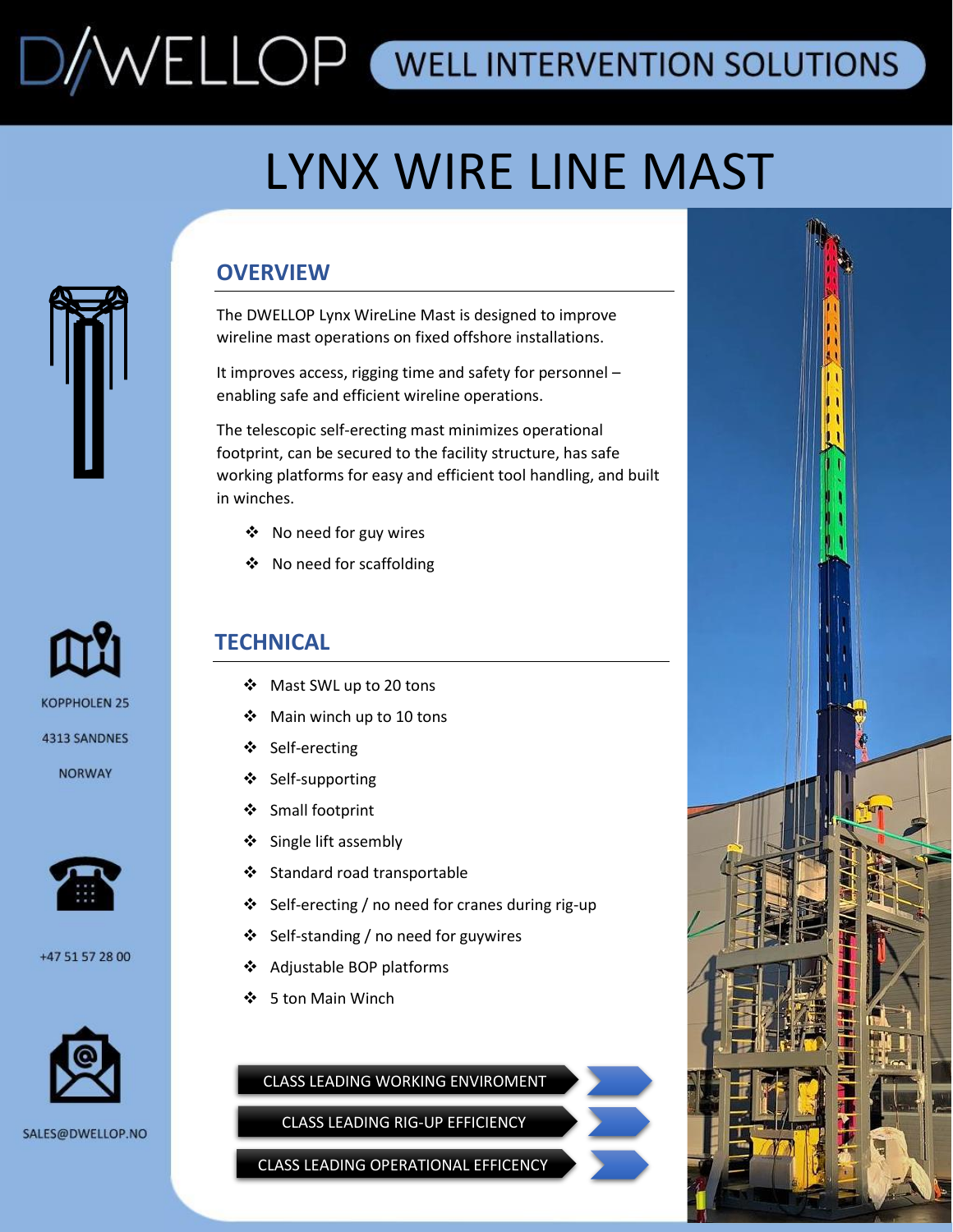DWELLOP WELL INTERVENTION SOLUTIONS

# LYNX WIRE LINE MAST

## OVERVIEW

The DWELLOP Lynx WireLine Mast is designed to improve wireline mast operations on fixed offshore installations.

It improves access, rigging time and safety for personnel – enabling safe and efficient wireline operations.

The telescopic self-erecting mast minimizes operational footprint, can be secured to the facility structure, has safe working platforms for easy and efficient tool handling, and built in winches.

- No need for guy wires
- No need for scaffolding

## TECHNICAL

- Mast SWL up to 20 tons
- Main winch up to 10 tons
- Self-erecting
- Self-supporting
- Small footprint
- Single lift assembly
- Standard road transportable
- Self-erecting / no need for cranes during rig-up
- Self-standing / no need for guywires
- Adjustable BOP platforms
- 5 ton Main Winch

CLASS LEADING WORKING ENVIROMENT

CLASS LEADING RIG-UP EFFICIENCY

CLASS LEADING OPERATIONAL EFFICENCY

KOPPHOLEN 25

4313 SANDNES

NORWAY

+47 51 57 28 00

SALES@DWELLOP.NO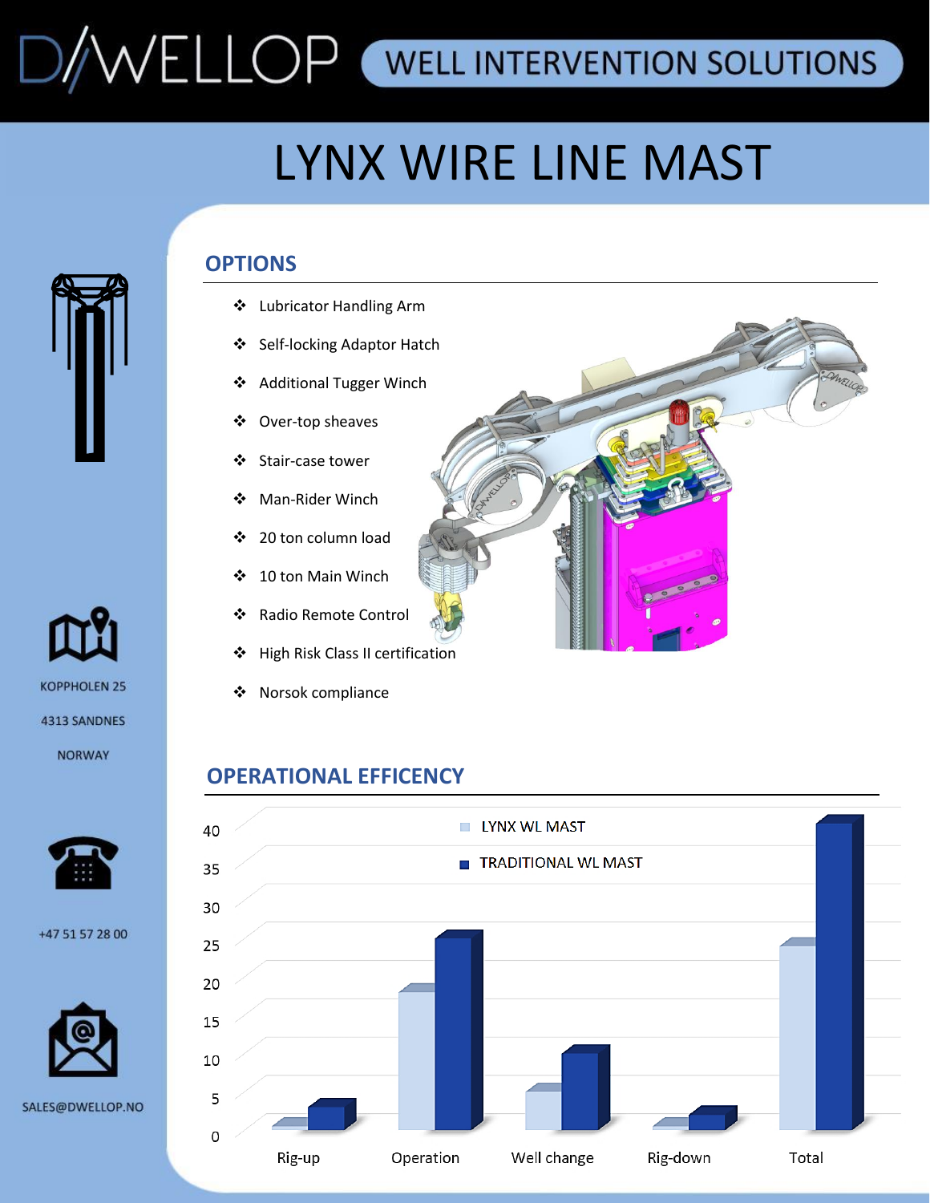# LYNX WIRE LINE MAST

D/WELLOP WELL INTERVENTION SOLUTIONS

## OPTIONS

- Lubricator Handling Arm
- Self-locking Adaptor Hatch
- Additional Tugger Winch
- Over-top sheaves
- Stair-case tower
- Man-Rider Winch
- 20 ton column load
- 10 ton Main Winch
- Radio Remote Control
- High Risk Class II certification
- Norsok compliance

## OPERATIONAL EFFICENCY

LYNX WL MAST
TRADITIONAL WL MAST

0
5
10
15
20
25
30
35
40

Rig-up
Operation
Well change
Rig-down
Total

KOPPHOLEN 25

4313 SANDNES

NORWAY

+47 51 57 28 00

SALES@DWELLOP.NO